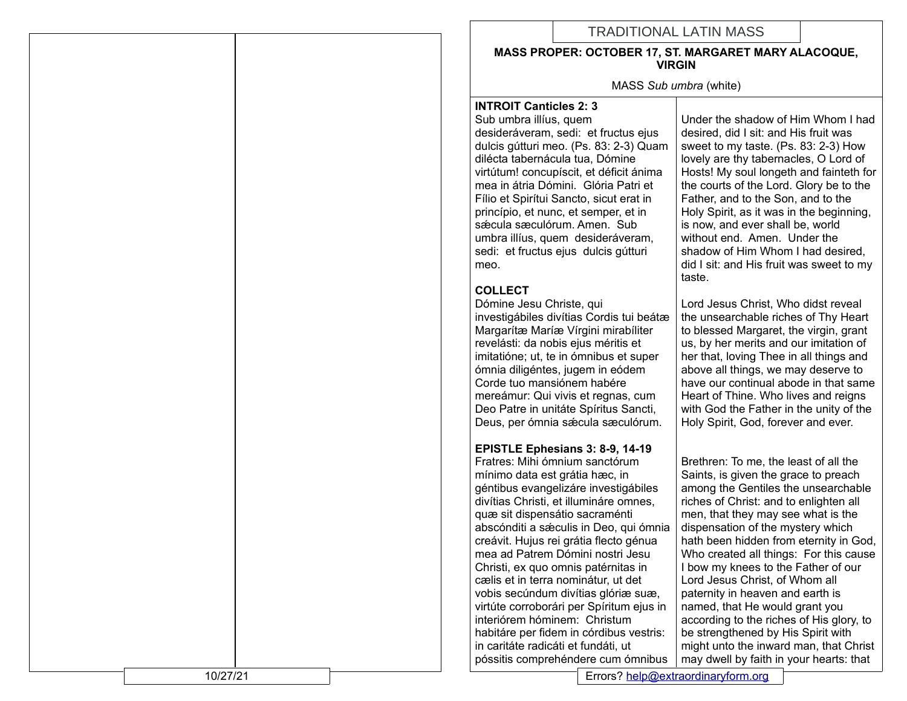# TRADITIONAL LATIN MASS

## MASS PROPER: OCTOBER 17, ST. MARGARET MARY ALACOQUE, VIRGIN

MASS *Sub umbra* (white)

**INTROIT Canticles 2: 3**

Sub umbra illíus, quem desideráveram, sedi: et fructus ejus dulcis gútturi meo. (Ps. 83: 2-3) Quam dilécta tabernácula tua, Dómine virtútum! concupíscit, et déficit ánima mea in átria Dómini. Glória Patri et Fílio et Spirítui Sancto, sicut erat in princípio, et nunc, et semper, et in sǽcula sæculórum. Amen. Sub umbra illíus, quem desideráveram, sedi: et fructus ejus dulcis gútturi meo.

Under the shadow of Him Whom I had desired, did I sit: and His fruit was sweet to my taste. (Ps. 83: 2-3) How lovely are thy tabernacles, O Lord of Hosts! My soul longeth and fainteth for the courts of the Lord. Glory be to the Father, and to the Son, and to the Holy Spirit, as it was in the beginning, is now, and ever shall be, world without end. Amen. Under the shadow of Him Whom I had desired, did I sit: and His fruit was sweet to my taste.

**COLLECT**

Dómine Jesu Christe, qui investigábiles divítias Cordis tui beátæ Margarítæ Maríæ Vírgini mirabíliter revelásti: da nobis ejus méritis et imitatióne; ut, te in ómnibus et super ómnia diligéntes, jugem in eódem Corde tuo mansiónem habére mereámur: Qui vivis et regnas, cum Deo Patre in unitáte Spíritus Sancti, Deus, per ómnia sǽcula sæculórum.

Lord Jesus Christ, Who didst reveal the unsearchable riches of Thy Heart to blessed Margaret, the virgin, grant us, by her merits and our imitation of her that, loving Thee in all things and above all things, we may deserve to have our continual abode in that same Heart of Thine. Who lives and reigns with God the Father in the unity of the Holy Spirit, God, forever and ever.

**EPISTLE Ephesians 3: 8-9, 14-19**

Fratres: Mihi ómnium sanctórum mínimo data est grátia hæc, in géntibus evangelizáre investigábiles divítias Christi, et illumináre omnes, quæ sit dispensátio sacraménti abscónditi a sǽculis in Deo, qui ómnia creávit. Hujus rei grátia flecto génua mea ad Patrem Dómini nostri Jesu Christi, ex quo omnis patérnitas in cælis et in terra nominátur, ut det vobis secúndum divítias glóriæ suæ, virtúte corroborári per Spíritum ejus in interiórem hóminem: Christum habitáre per fidem in córdibus vestris: in caritáte radicáti et fundáti, ut póssitis comprehéndere cum ómnibus

Brethren: To me, the least of all the Saints, is given the grace to preach among the Gentiles the unsearchable riches of Christ: and to enlighten all men, that they may see what is the dispensation of the mystery which hath been hidden from eternity in God, Who created all things: For this cause I bow my knees to the Father of our Lord Jesus Christ, of Whom all paternity in heaven and earth is named, that He would grant you according to the riches of His glory, to be strengthened by His Spirit with might unto the inward man, that Christ may dwell by faith in your hearts: that

10/27/21

Errors? help@extraordinaryform.org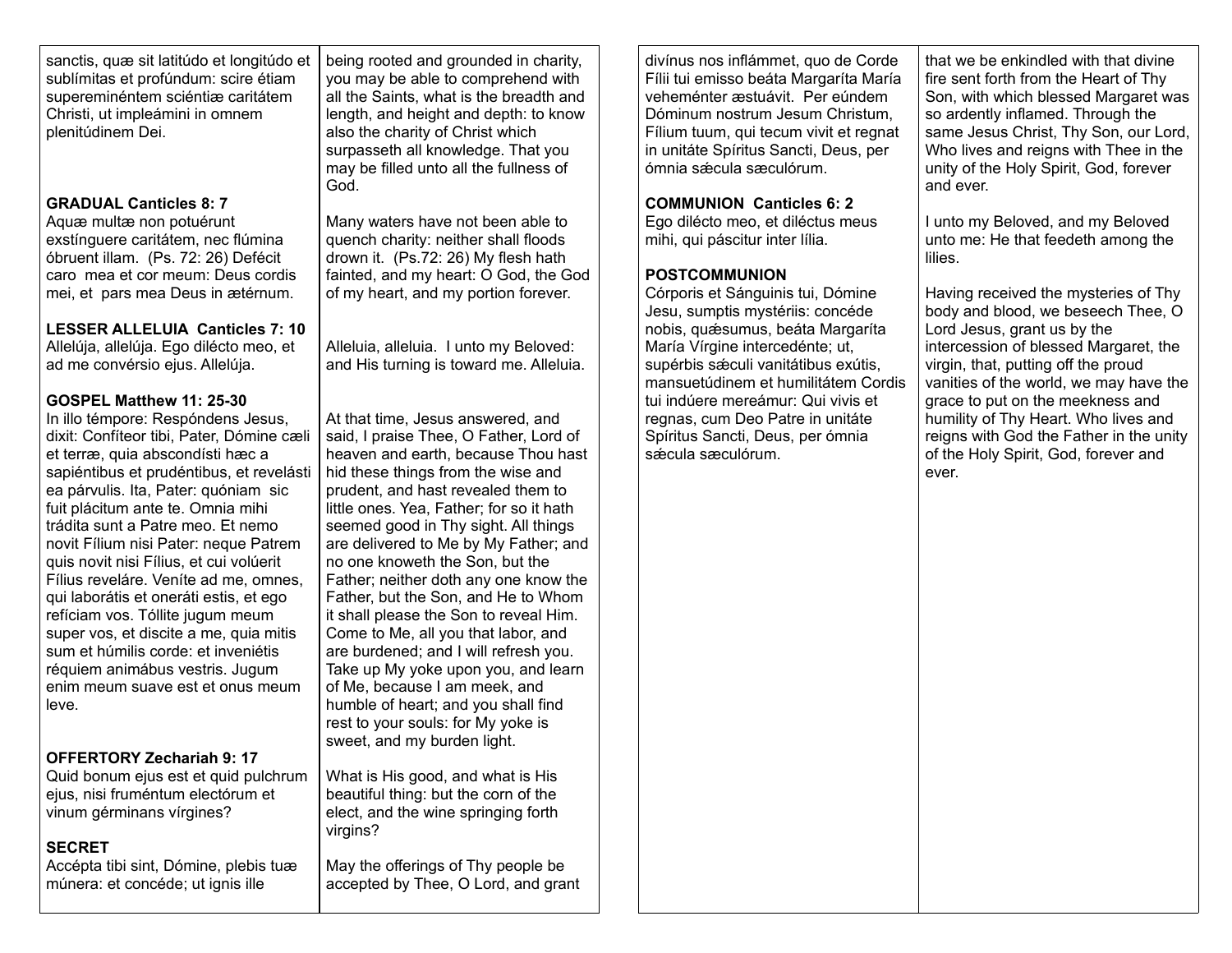sanctis, quæ sit latitúdo et longitúdo et sublímitas et profúndum: scire étiam supereminéntem sciéntiæ caritátem Christi, ut impleámini in omnem plenitúdinem Dei.

being rooted and grounded in charity, you may be able to comprehend with all the Saints, what is the breadth and length, and height and depth: to know also the charity of Christ which surpasseth all knowledge. That you may be filled unto all the fullness of God.

**GRADUAL Canticles 8: 7**

Aquæ multæ non potuérunt exstínguere caritátem, nec flúmina óbruent illam. (Ps. 72: 26) Defécit caro mea et cor meum: Deus cordis mei, et pars mea Deus in ætérnum.

Many waters have not been able to quench charity: neither shall floods drown it. (Ps.72: 26) My flesh hath fainted, and my heart: O God, the God of my heart, and my portion forever.

**LESSER ALLELUIA Canticles 7: 10**

Allelúja, allelúja. Ego dilécto meo, et ad me convérsio ejus. Allelúja.

Alleluia, alleluia. I unto my Beloved: and His turning is toward me. Alleluia.

**GOSPEL Matthew 11: 25-30**

In illo témpore: Respóndens Jesus, dixit: Confíteor tibi, Pater, Dómine cæli et terræ, quia abscondísti hæc a sapiéntibus et prudéntibus, et revelásti ea párvulis. Ita, Pater: quóniam sic fuit plácitum ante te. Omnia mihi trádita sunt a Patre meo. Et nemo novit Fílium nisi Pater: neque Patrem quis novit nisi Fílius, et cui volúerit Fílius reveláre. Veníte ad me, omnes, qui laborátis et oneráti estis, et ego refíciam vos. Tóllite jugum meum super vos, et discite a me, quia mitis sum et húmilis corde: et inveniétis réquiem animábus vestris. Jugum enim meum suave est et onus meum leve.

At that time, Jesus answered, and said, I praise Thee, O Father, Lord of heaven and earth, because Thou hast hid these things from the wise and prudent, and hast revealed them to little ones. Yea, Father; for so it hath seemed good in Thy sight. All things are delivered to Me by My Father; and no one knoweth the Son, but the Father; neither doth any one know the Father, but the Son, and He to Whom it shall please the Son to reveal Him. Come to Me, all you that labor, and are burdened; and I will refresh you. Take up My yoke upon you, and learn of Me, because I am meek, and humble of heart; and you shall find rest to your souls: for My yoke is sweet, and my burden light.

**OFFERTORY Zechariah 9: 17**

Quid bonum ejus est et quid pulchrum ejus, nisi fruméntum electórum et vinum gérminans vírgines?

What is His good, and what is His beautiful thing: but the corn of the elect, and the wine springing forth virgins?

**SECRET**

Accépta tibi sint, Dómine, plebis tuæ múnera: et concéde; ut ignis ille divínus nos inflámmet, quo de Corde Fílii tui emisso beáta Margaríta María veheménter æstuávit. Per eúndem Dóminum nostrum Jesum Christum, Fílium tuum, qui tecum vivit et regnat in unitáte Spíritus Sancti, Deus, per ómnia sǽcula sæculórum.

May the offerings of Thy people be accepted by Thee, O Lord, and grant that we be enkindled with that divine fire sent forth from the Heart of Thy Son, with which blessed Margaret was so ardently inflamed. Through the same Jesus Christ, Thy Son, our Lord, Who lives and reigns with Thee in the unity of the Holy Spirit, God, forever and ever.

**COMMUNION Canticles 6: 2**

Ego dilécto meo, et diléctus meus mihi, qui páscitur inter lília.

I unto my Beloved, and my Beloved unto me: He that feedeth among the lilies.

**POSTCOMMUNION**

Córporis et Sánguinis tui, Dómine Jesu, sumptis mystériis: concéde nobis, quǽsumus, beáta Margaríta María Vírgine intercedénte; ut, supérbis sǽculi vanitátibus exútis, mansuetúdinem et humilitátem Cordis tui indúere mereámur: Qui vivis et regnas, cum Deo Patre in unitáte Spíritus Sancti, Deus, per ómnia sǽcula sæculórum.

Having received the mysteries of Thy body and blood, we beseech Thee, O Lord Jesus, grant us by the intercession of blessed Margaret, the virgin, that, putting off the proud vanities of the world, we may have the grace to put on the meekness and humility of Thy Heart. Who lives and reigns with God the Father in the unity of the Holy Spirit, God, forever and ever.